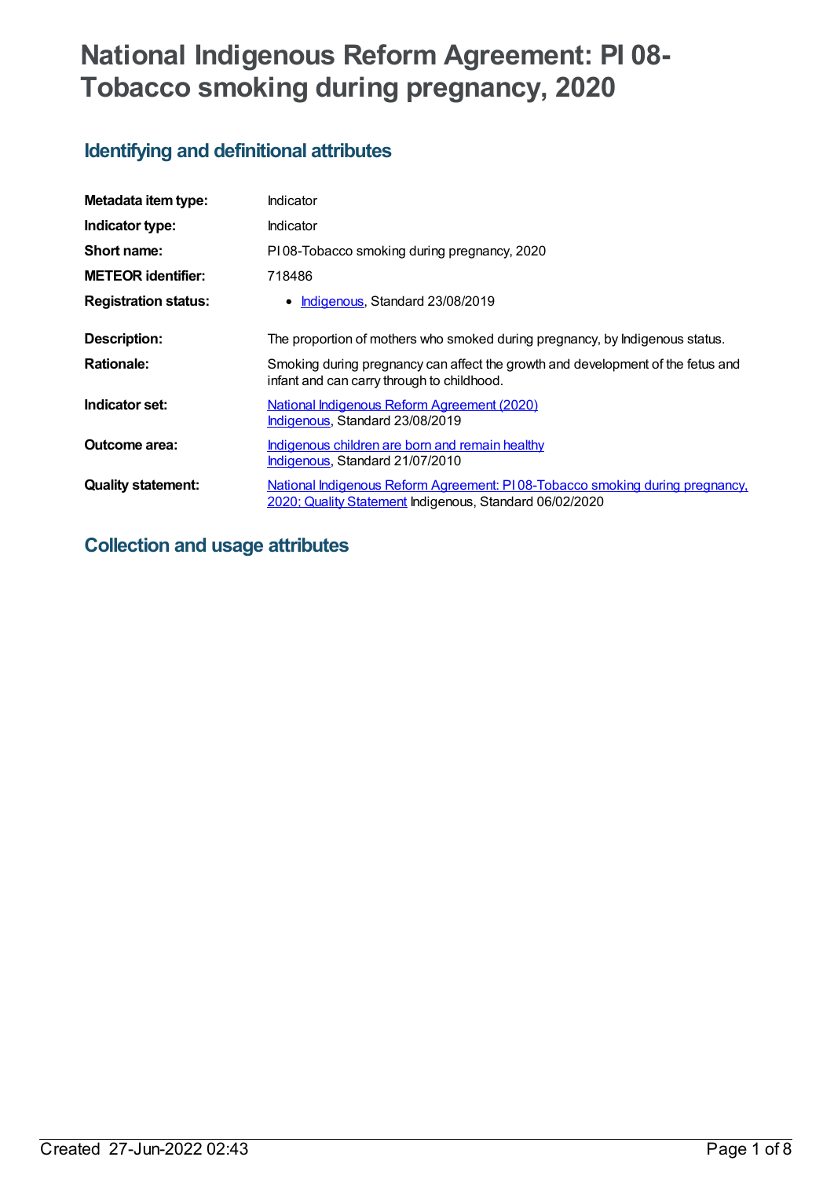# National Indigenous Reform Agreement: PI 08-Tobacco smoking during pregnancy, 2020

## Identifying and definitional attributes

| | |
|---|---|
| **Metadata item type:** | Indicator |
| **Indicator type:** | Indicator |
| **Short name:** | PI 08-Tobacco smoking during pregnancy, 2020 |
| **METEOR identifier:** | 718486 |
| **Registration status:** | • Indigenous, Standard 23/08/2019 |
| **Description:** | The proportion of mothers who smoked during pregnancy, by Indigenous status. |
| **Rationale:** | Smoking during pregnancy can affect the growth and development of the fetus and infant and can carry through to childhood. |
| **Indicator set:** | National Indigenous Reform Agreement (2020) Indigenous, Standard 23/08/2019 |
| **Outcome area:** | Indigenous children are born and remain healthy Indigenous, Standard 21/07/2010 |
| **Quality statement:** | National Indigenous Reform Agreement: PI 08-Tobacco smoking during pregnancy, 2020; Quality Statement Indigenous, Standard 06/02/2020 |

## Collection and usage attributes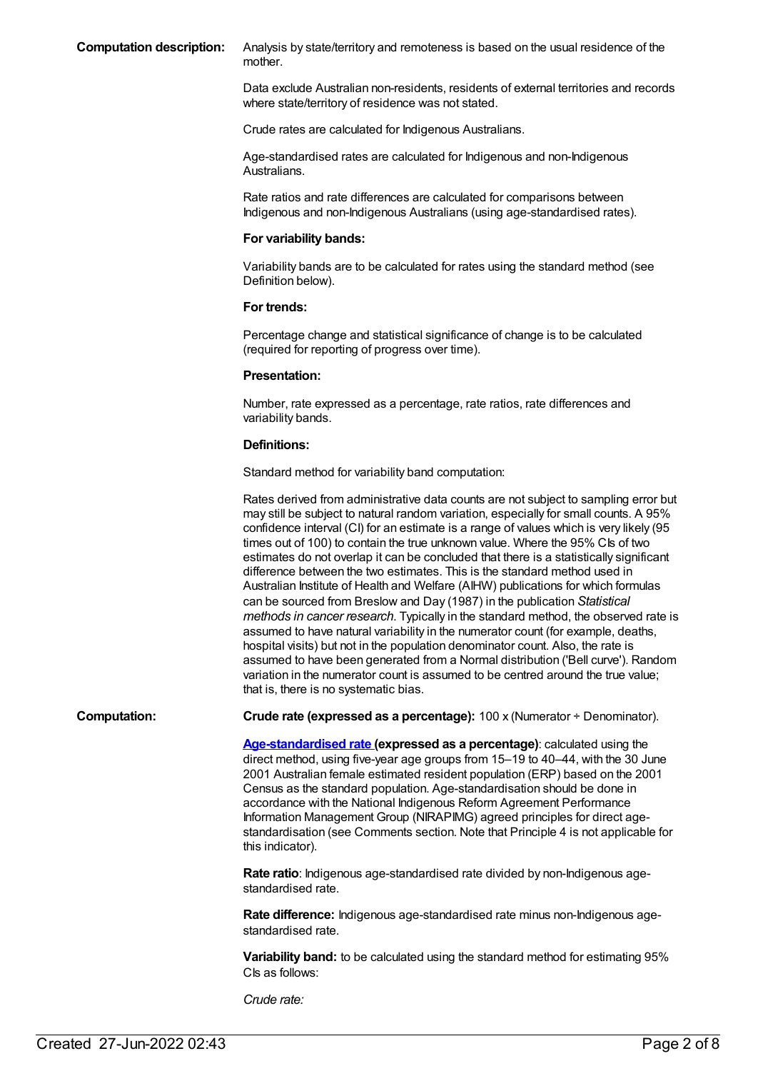**Computation description:** Analysis by state/territory and remoteness is based on the usual residence of the mother.

Data exclude Australian non-residents, residents of external territories and records where state/territory of residence was not stated.

Crude rates are calculated for Indigenous Australians.

Age-standardised rates are calculated for Indigenous and non-Indigenous Australians.

Rate ratios and rate differences are calculated for comparisons between Indigenous and non-Indigenous Australians (using age-standardised rates).

**For variability bands:**

Variability bands are to be calculated for rates using the standard method (see Definition below).

**For trends:**

Percentage change and statistical significance of change is to be calculated (required for reporting of progress over time).

**Presentation:**

Number, rate expressed as a percentage, rate ratios, rate differences and variability bands.

**Definitions:**

Standard method for variability band computation:

Rates derived from administrative data counts are not subject to sampling error but may still be subject to natural random variation, especially for small counts. A 95% confidence interval (CI) for an estimate is a range of values which is very likely (95 times out of 100) to contain the true unknown value. Where the 95% CIs of two estimates do not overlap it can be concluded that there is a statistically significant difference between the two estimates. This is the standard method used in Australian Institute of Health and Welfare (AIHW) publications for which formulas can be sourced from Breslow and Day (1987) in the publication *Statistical methods in cancer research*. Typically in the standard method, the observed rate is assumed to have natural variability in the numerator count (for example, deaths, hospital visits) but not in the population denominator count. Also, the rate is assumed to have been generated from a Normal distribution ('Bell curve'). Random variation in the numerator count is assumed to be centred around the true value; that is, there is no systematic bias.

**Computation:** **Crude rate (expressed as a percentage):** 100 x (Numerator ÷ Denominator).

**Age-standardised rate (expressed as a percentage)**: calculated using the direct method, using five-year age groups from 15–19 to 40–44, with the 30 June 2001 Australian female estimated resident population (ERP) based on the 2001 Census as the standard population. Age-standardisation should be done in accordance with the National Indigenous Reform Agreement Performance Information Management Group (NIRAPIMG) agreed principles for direct age-standardisation (see Comments section. Note that Principle 4 is not applicable for this indicator).

**Rate ratio**: Indigenous age-standardised rate divided by non-Indigenous age-standardised rate.

**Rate difference:** Indigenous age-standardised rate minus non-Indigenous age-standardised rate.

**Variability band:** to be calculated using the standard method for estimating 95% CIs as follows:

*Crude rate:*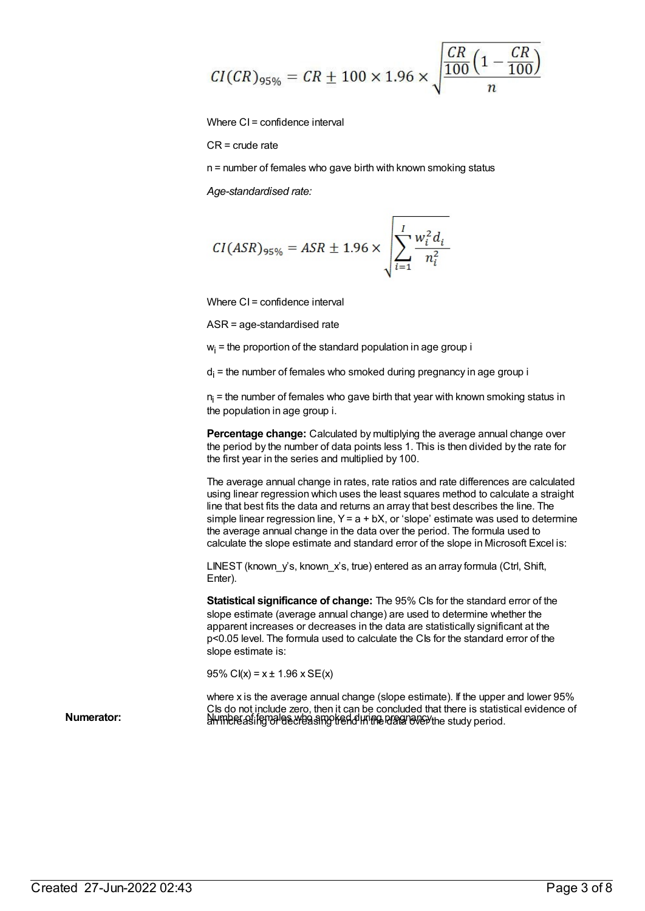$$CI(CR)_{95\%} = CR \pm 100 \times 1.96 \times \sqrt{\frac{\frac{CR}{100}\left(1 - \frac{CR}{100}\right)}{n}}$$

Where CI = confidence interval

CR = crude rate

n = number of females who gave birth with known smoking status

*Age-standardised rate:*

$$CI(ASR)_{95\%} = ASR \pm 1.96 \times \sqrt{\sum_{i=1}^{I} \frac{w_i^2 d_i}{n_i^2}}$$

Where CI = confidence interval

ASR = age-standardised rate

$w_i$ = the proportion of the standard population in age group i

$d_i$ = the number of females who smoked during pregnancy in age group i

$n_i$ = the number of females who gave birth that year with known smoking status in the population in age group i.

**Percentage change:** Calculated by multiplying the average annual change over the period by the number of data points less 1. This is then divided by the rate for the first year in the series and multiplied by 100.

The average annual change in rates, rate ratios and rate differences are calculated using linear regression which uses the least squares method to calculate a straight line that best fits the data and returns an array that best describes the line. The simple linear regression line, Y = a + bX, or 'slope' estimate was used to determine the average annual change in the data over the period. The formula used to calculate the slope estimate and standard error of the slope in Microsoft Excel is:

LINEST (known_y's, known_x's, true) entered as an array formula (Ctrl, Shift, Enter).

**Statistical significance of change:** The 95% CIs for the standard error of the slope estimate (average annual change) are used to determine whether the apparent increases or decreases in the data are statistically significant at the $p<0.05$ level. The formula used to calculate the CIs for the standard error of the slope estimate is:

95% CI(x) = x ± 1.96 x SE(x)

where x is the average annual change (slope estimate). If the upper and lower 95% CIs do not include zero, then it can be concluded that there is statistical evidence of an increasing or decreasing trend in the data over the study period.

**Numerator:** Number of females who smoked during pregnancy.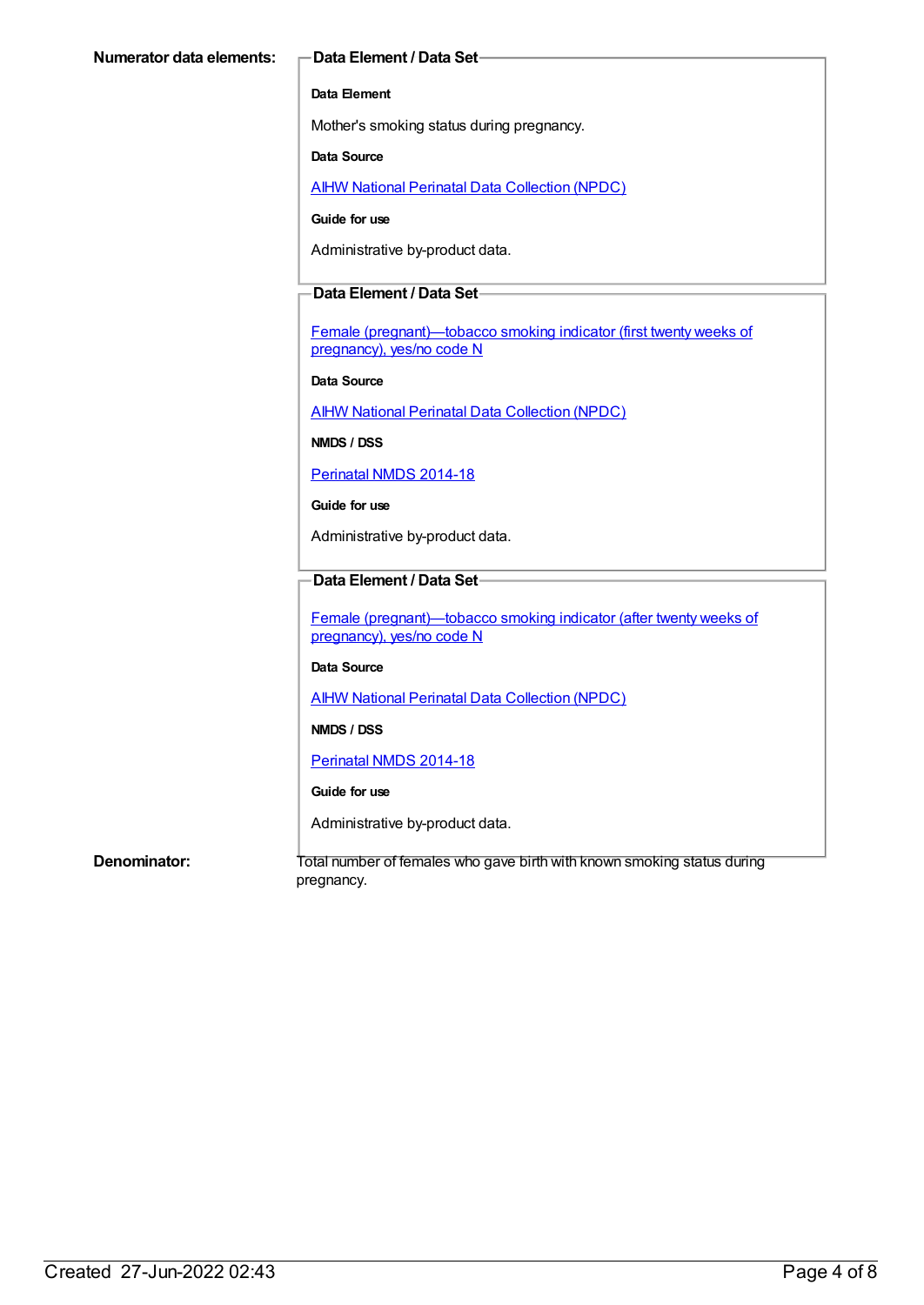**Numerator data elements:**

**Data Element / Data Set**

**Data Element**

Mother's smoking status during pregnancy.

**Data Source**

AIHW National Perinatal Data Collection (NPDC)

**Guide for use**

Administrative by-product data.

**Data Element / Data Set**

Female (pregnant)—tobacco smoking indicator (first twenty weeks of pregnancy), yes/no code N

**Data Source**

AIHW National Perinatal Data Collection (NPDC)

**NMDS / DSS**

Perinatal NMDS 2014-18

**Guide for use**

Administrative by-product data.

**Data Element / Data Set**

Female (pregnant)—tobacco smoking indicator (after twenty weeks of pregnancy), yes/no code N

**Data Source**

AIHW National Perinatal Data Collection (NPDC)

**NMDS / DSS**

Perinatal NMDS 2014-18

**Guide for use**

Administrative by-product data.

**Denominator:**

Total number of females who gave birth with known smoking status during pregnancy.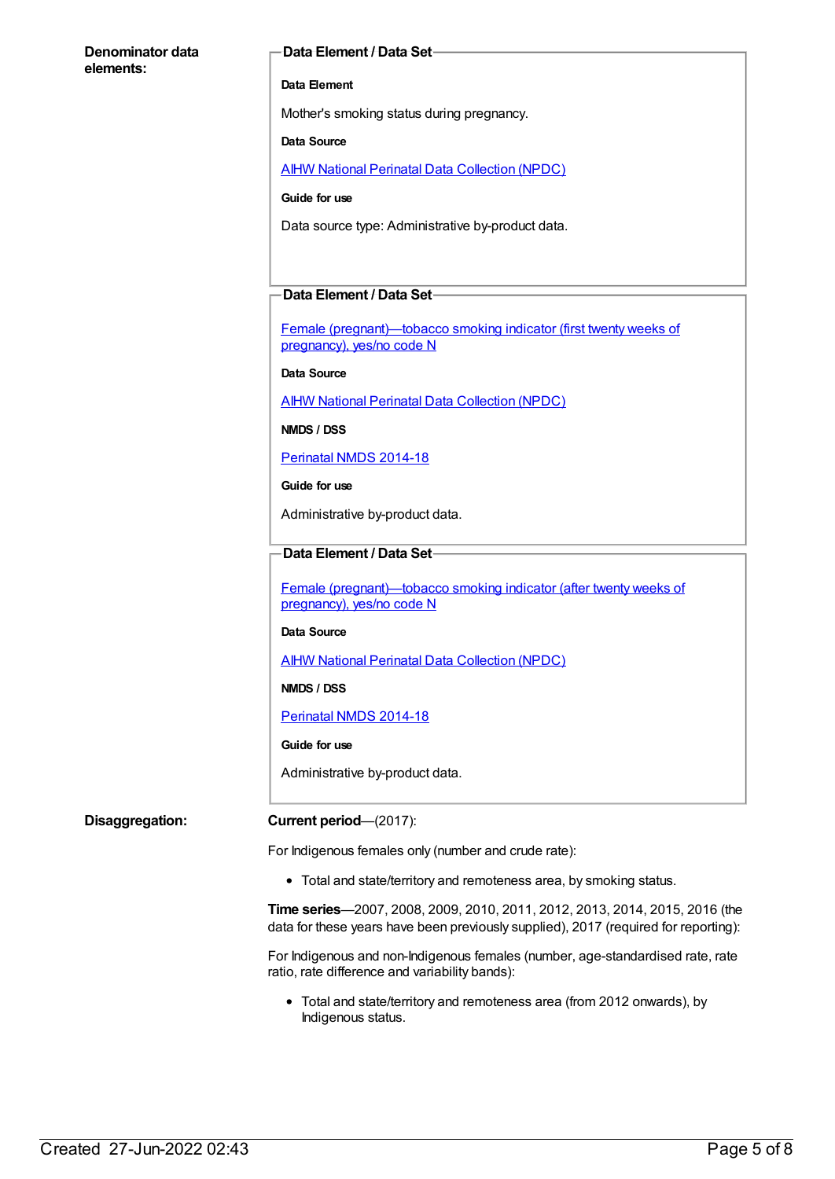**Denominator data elements:**

**Data Element / Data Set**

**Data Element**

Mother's smoking status during pregnancy.

**Data Source**

[AIHW National Perinatal Data Collection (NPDC)]

**Guide for use**

Data source type: Administrative by-product data.

**Data Element / Data Set**

[Female (pregnant)—tobacco smoking indicator (first twenty weeks of pregnancy), yes/no code N]

**Data Source**

[AIHW National Perinatal Data Collection (NPDC)]

**NMDS / DSS**

[Perinatal NMDS 2014-18]

**Guide for use**

Administrative by-product data.

**Data Element / Data Set**

[Female (pregnant)—tobacco smoking indicator (after twenty weeks of pregnancy), yes/no code N]

**Data Source**

[AIHW National Perinatal Data Collection (NPDC)]

**NMDS / DSS**

[Perinatal NMDS 2014-18]

**Guide for use**

Administrative by-product data.

**Disaggregation:**

**Current period**—(2017):

For Indigenous females only (number and crude rate):

- Total and state/territory and remoteness area, by smoking status.

**Time series**—2007, 2008, 2009, 2010, 2011, 2012, 2013, 2014, 2015, 2016 (the data for these years have been previously supplied), 2017 (required for reporting):

For Indigenous and non-Indigenous females (number, age-standardised rate, rate ratio, rate difference and variability bands):

- Total and state/territory and remoteness area (from 2012 onwards), by Indigenous status.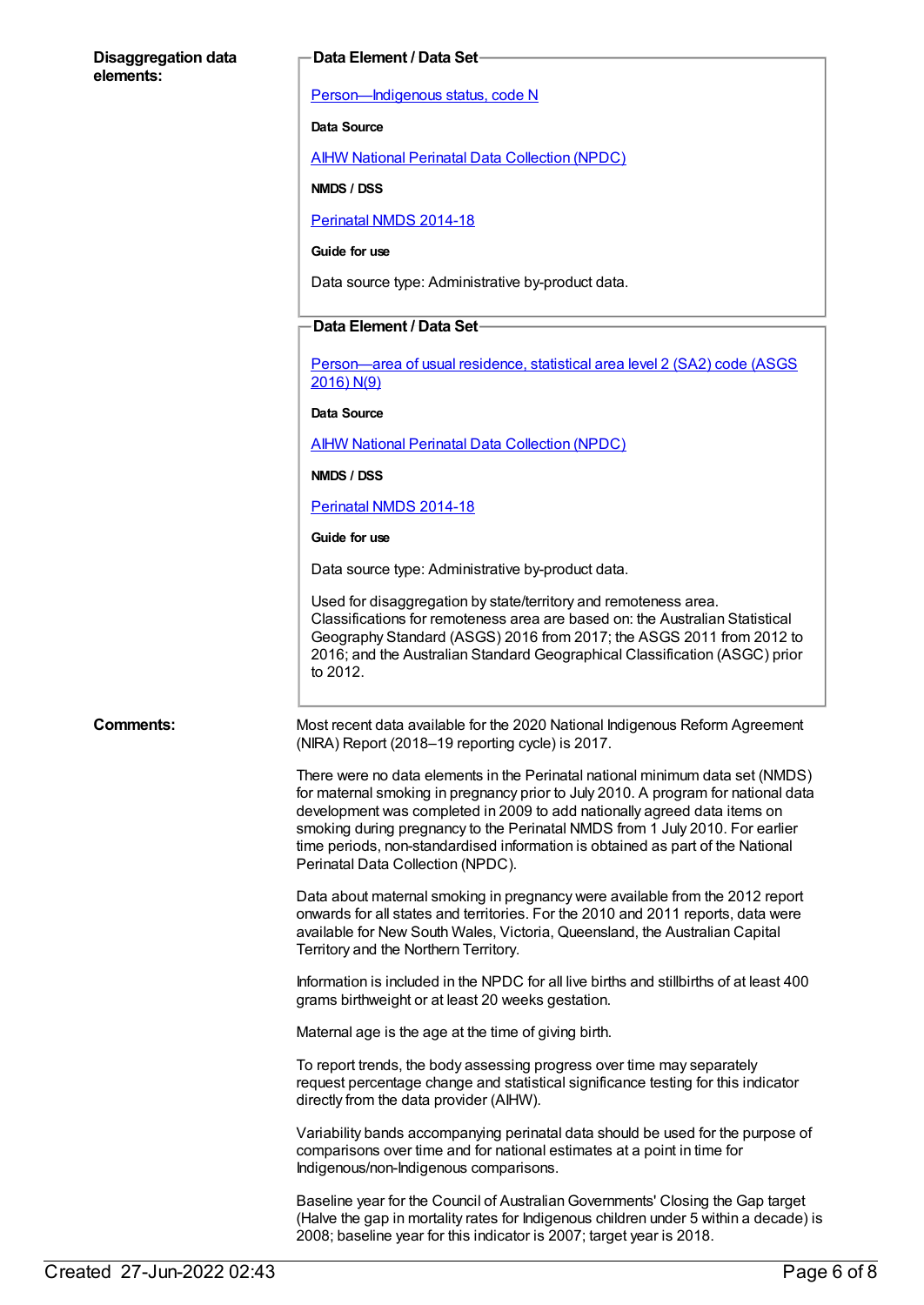**Disaggregation data elements:**

**Data Element / Data Set**

Person—Indigenous status, code N

**Data Source**

AIHW National Perinatal Data Collection (NPDC)

**NMDS / DSS**

Perinatal NMDS 2014-18

**Guide for use**

Data source type: Administrative by-product data.

**Data Element / Data Set**

Person—area of usual residence, statistical area level 2 (SA2) code (ASGS 2016) N(9)

**Data Source**

AIHW National Perinatal Data Collection (NPDC)

**NMDS / DSS**

Perinatal NMDS 2014-18

**Guide for use**

Data source type: Administrative by-product data.

Used for disaggregation by state/territory and remoteness area. Classifications for remoteness area are based on: the Australian Statistical Geography Standard (ASGS) 2016 from 2017; the ASGS 2011 from 2012 to 2016; and the Australian Standard Geographical Classification (ASGC) prior to 2012.

**Comments:**

Most recent data available for the 2020 National Indigenous Reform Agreement (NIRA) Report (2018–19 reporting cycle) is 2017.

There were no data elements in the Perinatal national minimum data set (NMDS) for maternal smoking in pregnancy prior to July 2010. A program for national data development was completed in 2009 to add nationally agreed data items on smoking during pregnancy to the Perinatal NMDS from 1 July 2010. For earlier time periods, non-standardised information is obtained as part of the National Perinatal Data Collection (NPDC).

Data about maternal smoking in pregnancy were available from the 2012 report onwards for all states and territories. For the 2010 and 2011 reports, data were available for New South Wales, Victoria, Queensland, the Australian Capital Territory and the Northern Territory.

Information is included in the NPDC for all live births and stillbirths of at least 400 grams birthweight or at least 20 weeks gestation.

Maternal age is the age at the time of giving birth.

To report trends, the body assessing progress over time may separately request percentage change and statistical significance testing for this indicator directly from the data provider (AIHW).

Variability bands accompanying perinatal data should be used for the purpose of comparisons over time and for national estimates at a point in time for Indigenous/non-Indigenous comparisons.

Baseline year for the Council of Australian Governments' Closing the Gap target (Halve the gap in mortality rates for Indigenous children under 5 within a decade) is 2008; baseline year for this indicator is 2007; target year is 2018.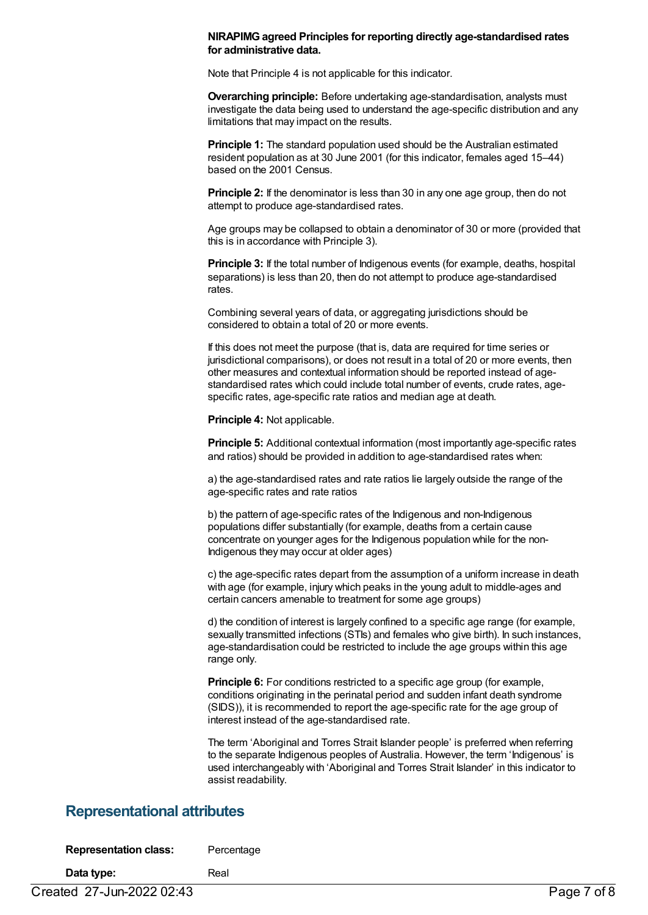**NIRAPIMG agreed Principles for reporting directly age-standardised rates for administrative data.**

Note that Principle 4 is not applicable for this indicator.

**Overarching principle:** Before undertaking age-standardisation, analysts must investigate the data being used to understand the age-specific distribution and any limitations that may impact on the results.

**Principle 1:** The standard population used should be the Australian estimated resident population as at 30 June 2001 (for this indicator, females aged 15–44) based on the 2001 Census.

**Principle 2:** If the denominator is less than 30 in any one age group, then do not attempt to produce age-standardised rates.

Age groups may be collapsed to obtain a denominator of 30 or more (provided that this is in accordance with Principle 3).

**Principle 3:** If the total number of Indigenous events (for example, deaths, hospital separations) is less than 20, then do not attempt to produce age-standardised rates.

Combining several years of data, or aggregating jurisdictions should be considered to obtain a total of 20 or more events.

If this does not meet the purpose (that is, data are required for time series or jurisdictional comparisons), or does not result in a total of 20 or more events, then other measures and contextual information should be reported instead of age-standardised rates which could include total number of events, crude rates, age-specific rates, age-specific rate ratios and median age at death.

**Principle 4:** Not applicable.

**Principle 5:** Additional contextual information (most importantly age-specific rates and ratios) should be provided in addition to age-standardised rates when:

a) the age-standardised rates and rate ratios lie largely outside the range of the age-specific rates and rate ratios

b) the pattern of age-specific rates of the Indigenous and non-Indigenous populations differ substantially (for example, deaths from a certain cause concentrate on younger ages for the Indigenous population while for the non-Indigenous they may occur at older ages)

c) the age-specific rates depart from the assumption of a uniform increase in death with age (for example, injury which peaks in the young adult to middle-ages and certain cancers amenable to treatment for some age groups)

d) the condition of interest is largely confined to a specific age range (for example, sexually transmitted infections (STIs) and females who give birth). In such instances, age-standardisation could be restricted to include the age groups within this age range only.

**Principle 6:** For conditions restricted to a specific age group (for example, conditions originating in the perinatal period and sudden infant death syndrome (SIDS)), it is recommended to report the age-specific rate for the age group of interest instead of the age-standardised rate.

The term 'Aboriginal and Torres Strait Islander people' is preferred when referring to the separate Indigenous peoples of Australia. However, the term 'Indigenous' is used interchangeably with 'Aboriginal and Torres Strait Islander' in this indicator to assist readability.

## Representational attributes

**Representation class:** Percentage

**Data type:** Real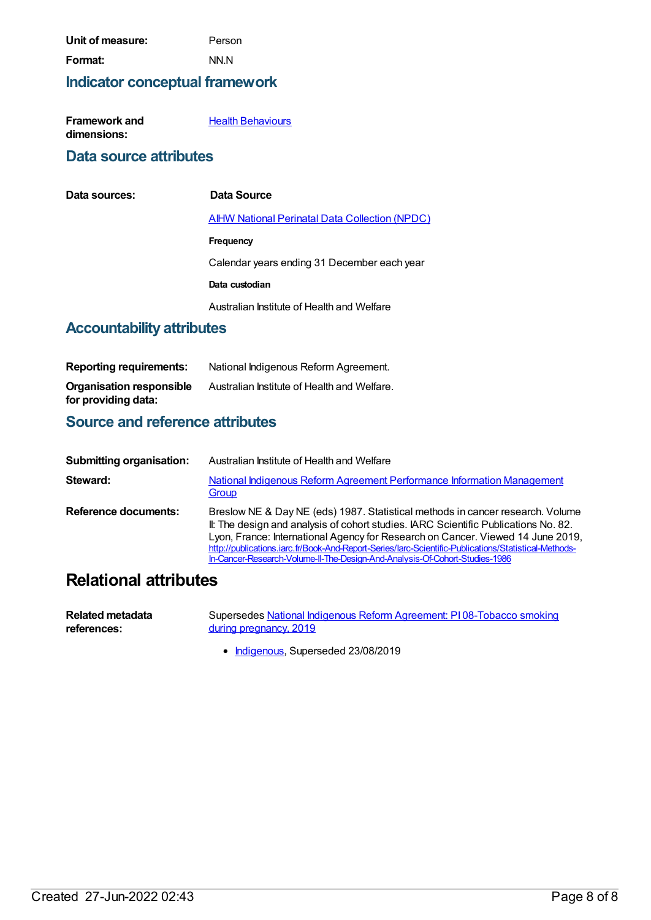**Unit of measure:** Person

**Format:** NN.N

## Indicator conceptual framework

**Framework and dimensions:** [Health Behaviours]

## Data source attributes

**Data sources:**

**Data Source**

[AIHW National Perinatal Data Collection (NPDC)]

**Frequency**

Calendar years ending 31 December each year

**Data custodian**

Australian Institute of Health and Welfare

## Accountability attributes

**Reporting requirements:** National Indigenous Reform Agreement.

**Organisation responsible for providing data:** Australian Institute of Health and Welfare.

## Source and reference attributes

**Submitting organisation:** Australian Institute of Health and Welfare

**Steward:** [National Indigenous Reform Agreement Performance Information Management Group]

**Reference documents:** Breslow NE & Day NE (eds) 1987. Statistical methods in cancer research. Volume II: The design and analysis of cohort studies. IARC Scientific Publications No. 82. Lyon, France: International Agency for Research on Cancer. Viewed 14 June 2019, http://publications.iarc.fr/Book-And-Report-Series/Iarc-Scientific-Publications/Statistical-Methods-In-Cancer-Research-Volume-II-The-Design-And-Analysis-Of-Cohort-Studies-1986

# Relational attributes

**Related metadata references:** Supersedes [National Indigenous Reform Agreement: PI 08-Tobacco smoking during pregnancy, 2019]

- [Indigenous], Superseded 23/08/2019